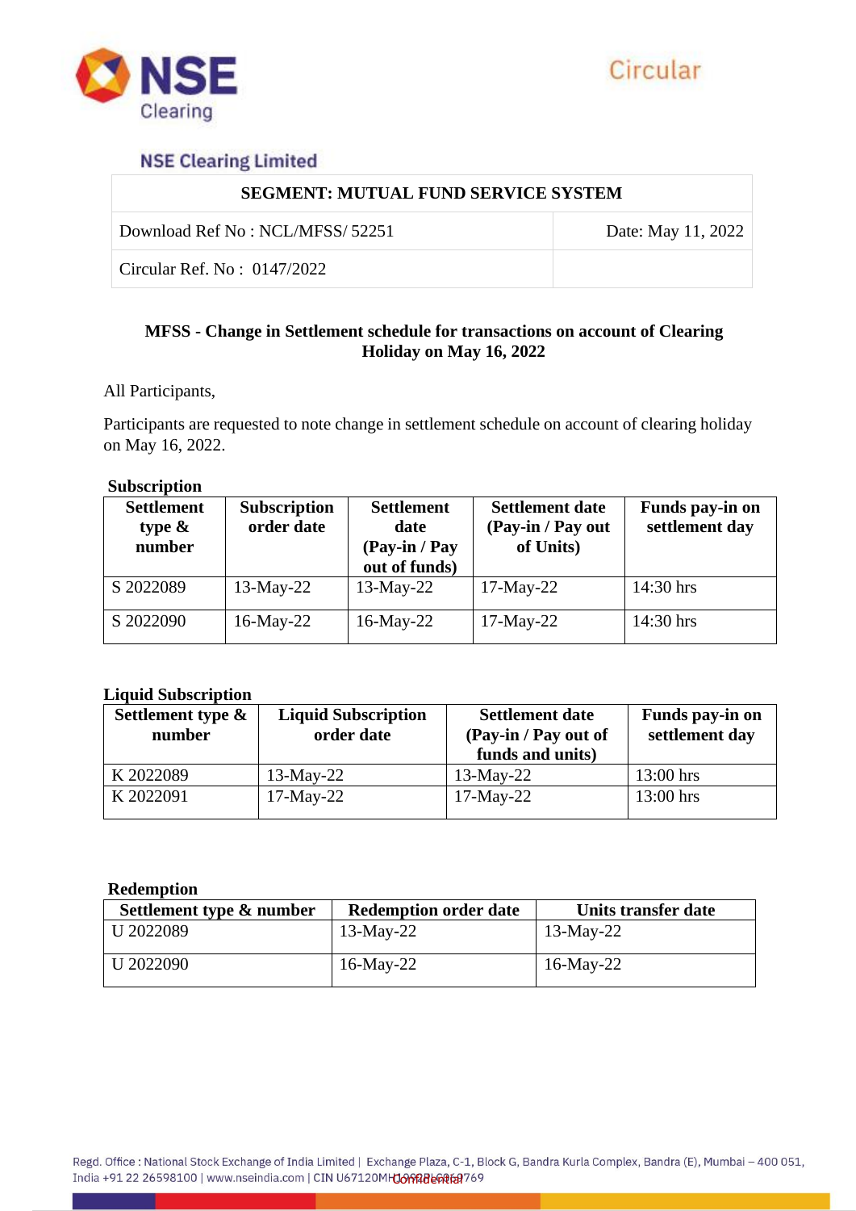NSE Clearing Limited

Circular

| SEGMENT: MUTUAL FUND SERVICE SYSTEM | |
|---|---|
| Download Ref No : NCL/MFSS/ 52251 | Date: May 11, 2022 |
| Circular Ref. No : 0147/2022 | |

**MFSS - Change in Settlement schedule for transactions on account of Clearing Holiday on May 16, 2022**

All Participants,

Participants are requested to note change in settlement schedule on account of clearing holiday on May 16, 2022.

**Subscription**

| Settlement type & number | Subscription order date | Settlement date (Pay-in / Pay out of funds) | Settlement date (Pay-in / Pay out of Units) | Funds pay-in on settlement day |
|---|---|---|---|---|
| S 2022089 | 13-May-22 | 13-May-22 | 17-May-22 | 14:30 hrs |
| S 2022090 | 16-May-22 | 16-May-22 | 17-May-22 | 14:30 hrs |

**Liquid Subscription**

| Settlement type & number | Liquid Subscription order date | Settlement date (Pay-in / Pay out of funds and units) | Funds pay-in on settlement day |
|---|---|---|---|
| K 2022089 | 13-May-22 | 13-May-22 | 13:00 hrs |
| K 2022091 | 17-May-22 | 17-May-22 | 13:00 hrs |

**Redemption**

| Settlement type & number | Redemption order date | Units transfer date |
|---|---|---|
| U 2022089 | 13-May-22 | 13-May-22 |
| U 2022090 | 16-May-22 | 16-May-22 |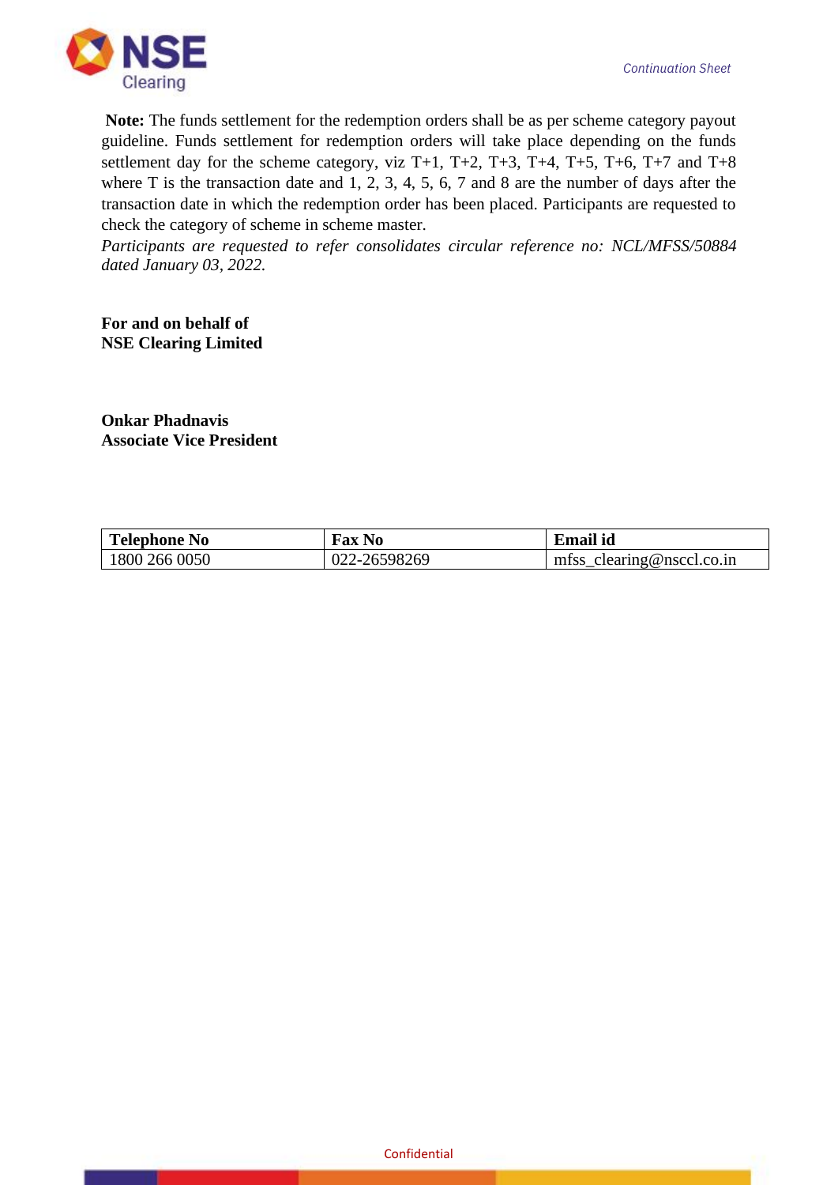**Note:** The funds settlement for the redemption orders shall be as per scheme category payout guideline. Funds settlement for redemption orders will take place depending on the funds settlement day for the scheme category, viz T+1, T+2, T+3, T+4, T+5, T+6, T+7 and T+8 where T is the transaction date and 1, 2, 3, 4, 5, 6, 7 and 8 are the number of days after the transaction date in which the redemption order has been placed. Participants are requested to check the category of scheme in scheme master.

*Participants are requested to refer consolidates circular reference no: NCL/MFSS/50884 dated January 03, 2022.*

**For and on behalf of**
**NSE Clearing Limited**

**Onkar Phadnavis**
**Associate Vice President**

| Telephone No | Fax No | Email id |
|---|---|---|
| 1800 266 0050 | 022-26598269 | mfss_clearing@nsccl.co.in |

Confidential